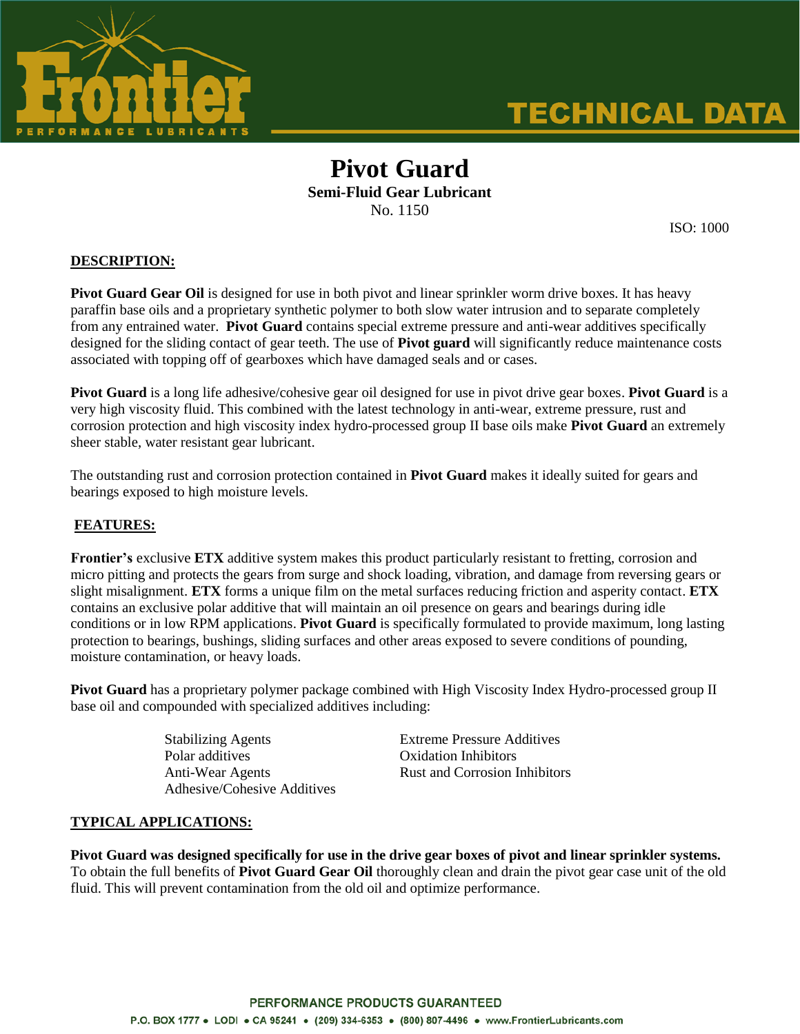# Pivot Guard

**Semi-Fluid Gear Lubricant**

No. 1150

ISO: 1000

## DESCRIPTION:

**Pivot Guard Gear Oil** is designed for use in both pivot and linear sprinkler worm drive boxes. It has heavy paraffin base oils and a proprietary synthetic polymer to both slow water intrusion and to separate completely from any entrained water. **Pivot Guard** contains special extreme pressure and anti-wear additives specifically designed for the sliding contact of gear teeth. The use of **Pivot guard** will significantly reduce maintenance costs associated with topping off of gearboxes which have damaged seals and or cases.

**Pivot Guard** is a long life adhesive/cohesive gear oil designed for use in pivot drive gear boxes. **Pivot Guard** is a very high viscosity fluid. This combined with the latest technology in anti-wear, extreme pressure, rust and corrosion protection and high viscosity index hydro-processed group II base oils make **Pivot Guard** an extremely sheer stable, water resistant gear lubricant.

The outstanding rust and corrosion protection contained in **Pivot Guard** makes it ideally suited for gears and bearings exposed to high moisture levels.

## FEATURES:

**Frontier's** exclusive **ETX** additive system makes this product particularly resistant to fretting, corrosion and micro pitting and protects the gears from surge and shock loading, vibration, and damage from reversing gears or slight misalignment. **ETX** forms a unique film on the metal surfaces reducing friction and asperity contact. **ETX** contains an exclusive polar additive that will maintain an oil presence on gears and bearings during idle conditions or in low RPM applications. **Pivot Guard** is specifically formulated to provide maximum, long lasting protection to bearings, bushings, sliding surfaces and other areas exposed to severe conditions of pounding, moisture contamination, or heavy loads.

**Pivot Guard** has a proprietary polymer package combined with High Viscosity Index Hydro-processed group II base oil and compounded with specialized additives including:

- Stabilizing Agents
- Polar additives
- Anti-Wear Agents
- Adhesive/Cohesive Additives
- Extreme Pressure Additives
- Oxidation Inhibitors
- Rust and Corrosion Inhibitors

## TYPICAL APPLICATIONS:

**Pivot Guard was designed specifically for use in the drive gear boxes of pivot and linear sprinkler systems.** To obtain the full benefits of **Pivot Guard Gear Oil** thoroughly clean and drain the pivot gear case unit of the old fluid. This will prevent contamination from the old oil and optimize performance.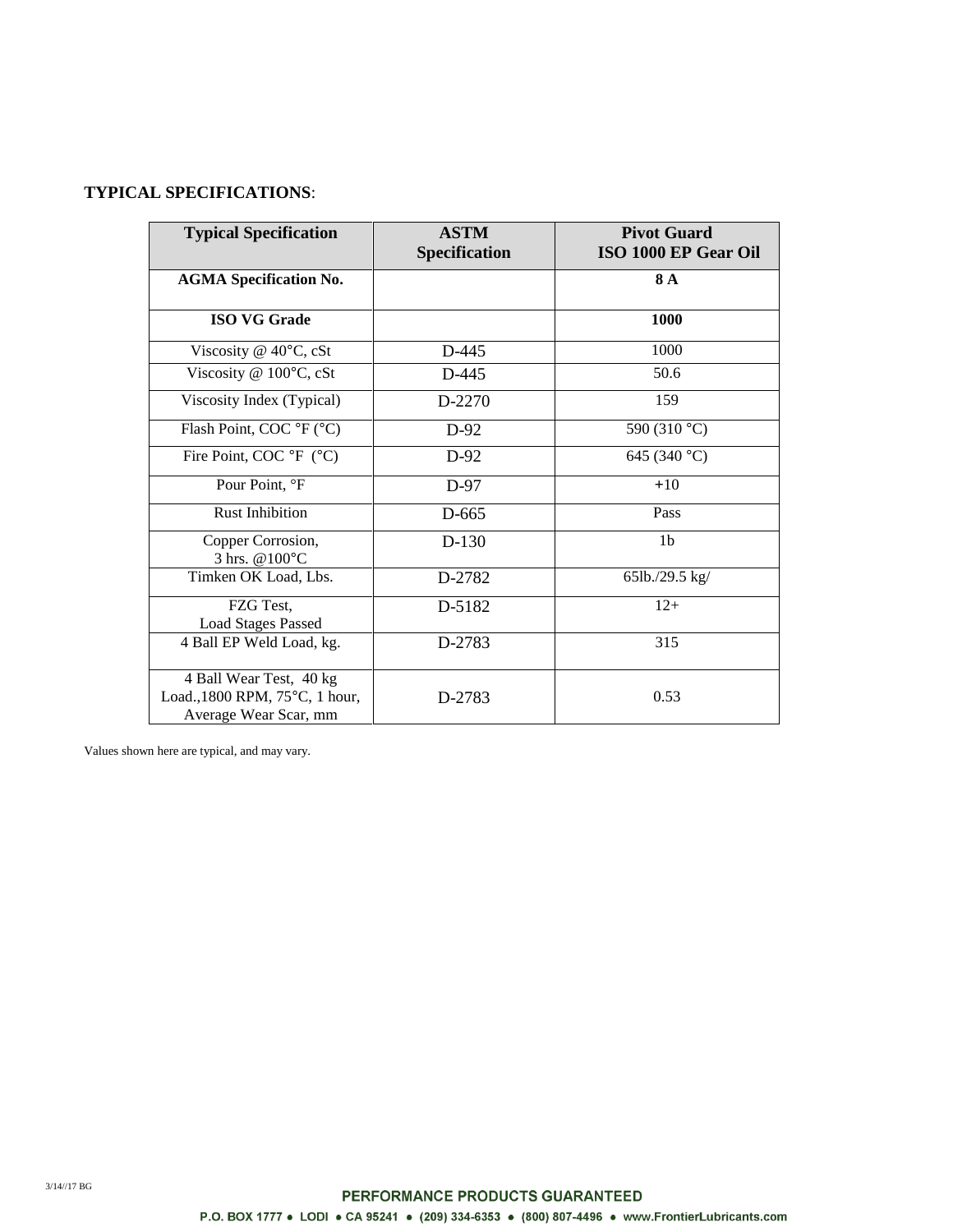**TYPICAL SPECIFICATIONS**:

| Typical Specification | ASTM Specification | Pivot Guard ISO 1000 EP Gear Oil |
|---|---|---|
| **AGMA Specification No.** | | **8 A** |
| **ISO VG Grade** | | **1000** |
| Viscosity @ 40°C, cSt | D-445 | 1000 |
| Viscosity @ 100°C, cSt | D-445 | 50.6 |
| Viscosity Index (Typical) | D-2270 | 159 |
| Flash Point, COC °F (°C) | D-92 | 590 (310 °C) |
| Fire Point, COC °F (°C) | D-92 | 645 (340 °C) |
| Pour Point, °F | D-97 | +10 |
| Rust Inhibition | D-665 | Pass |
| Copper Corrosion, 3 hrs. @100°C | D-130 | 1b |
| Timken OK Load, Lbs. | D-2782 | 65lb./29.5 kg/ |
| FZG Test, Load Stages Passed | D-5182 | 12+ |
| 4 Ball EP Weld Load, kg. | D-2783 | 315 |
| 4 Ball Wear Test, 40 kg Load.,1800 RPM, 75°C, 1 hour, Average Wear Scar, mm | D-2783 | 0.53 |

Values shown here are typical, and may vary.

3/14//17 BG

**PERFORMANCE PRODUCTS GUARANTEED**

**P.O. BOX 1777 ● LODI ● CA 95241 ● (209) 334-6353 ● (800) 807-4496 ● www.FrontierLubricants.com**